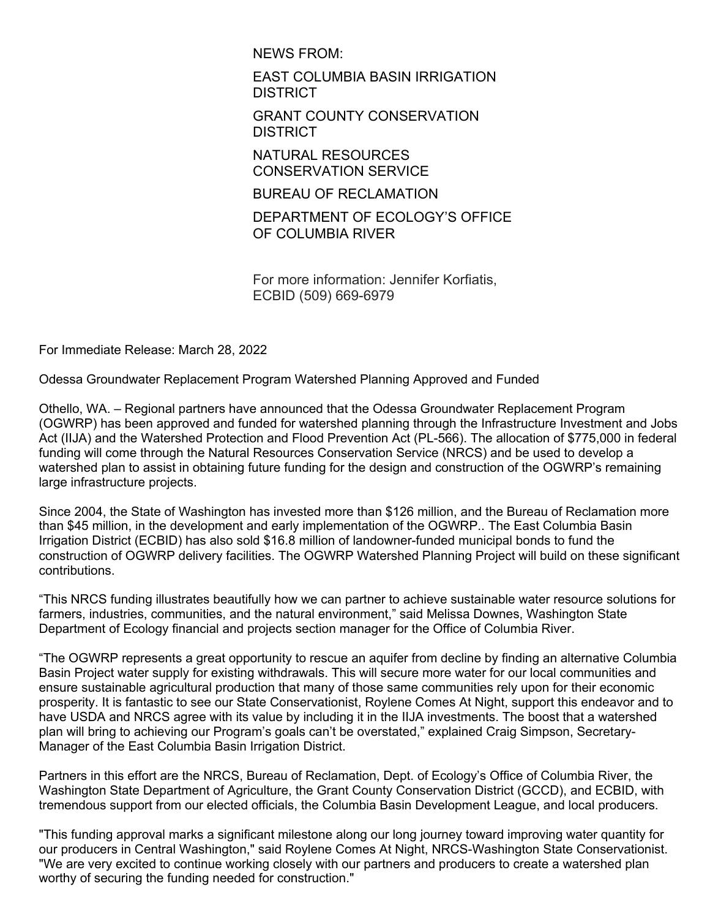NEWS FROM:

EAST COLUMBIA BASIN IRRIGATION DISTRICT

GRANT COUNTY CONSERVATION DISTRICT

NATURAL RESOURCES CONSERVATION SERVICE

BUREAU OF RECLAMATION

DEPARTMENT OF ECOLOGY'S OFFICE OF COLUMBIA RIVER

For more information: Jennifer Korfiatis, ECBID (509) 669-6979

For Immediate Release: March 28, 2022

Odessa Groundwater Replacement Program Watershed Planning Approved and Funded

Othello, WA. – Regional partners have announced that the Odessa Groundwater Replacement Program (OGWRP) has been approved and funded for watershed planning through the Infrastructure Investment and Jobs Act (IIJA) and the Watershed Protection and Flood Prevention Act (PL-566). The allocation of $775,000 in federal funding will come through the Natural Resources Conservation Service (NRCS) and be used to develop a watershed plan to assist in obtaining future funding for the design and construction of the OGWRP's remaining large infrastructure projects.

Since 2004, the State of Washington has invested more than $126 million, and the Bureau of Reclamation more than $45 million, in the development and early implementation of the OGWRP.. The East Columbia Basin Irrigation District (ECBID) has also sold $16.8 million of landowner-funded municipal bonds to fund the construction of OGWRP delivery facilities. The OGWRP Watershed Planning Project will build on these significant contributions.

"This NRCS funding illustrates beautifully how we can partner to achieve sustainable water resource solutions for farmers, industries, communities, and the natural environment," said Melissa Downes, Washington State Department of Ecology financial and projects section manager for the Office of Columbia River.

"The OGWRP represents a great opportunity to rescue an aquifer from decline by finding an alternative Columbia Basin Project water supply for existing withdrawals. This will secure more water for our local communities and ensure sustainable agricultural production that many of those same communities rely upon for their economic prosperity. It is fantastic to see our State Conservationist, Roylene Comes At Night, support this endeavor and to have USDA and NRCS agree with its value by including it in the IIJA investments. The boost that a watershed plan will bring to achieving our Program's goals can't be overstated," explained Craig Simpson, Secretary-Manager of the East Columbia Basin Irrigation District.

Partners in this effort are the NRCS, Bureau of Reclamation, Dept. of Ecology's Office of Columbia River, the Washington State Department of Agriculture, the Grant County Conservation District (GCCD), and ECBID, with tremendous support from our elected officials, the Columbia Basin Development League, and local producers.

"This funding approval marks a significant milestone along our long journey toward improving water quantity for our producers in Central Washington," said Roylene Comes At Night, NRCS-Washington State Conservationist. "We are very excited to continue working closely with our partners and producers to create a watershed plan worthy of securing the funding needed for construction."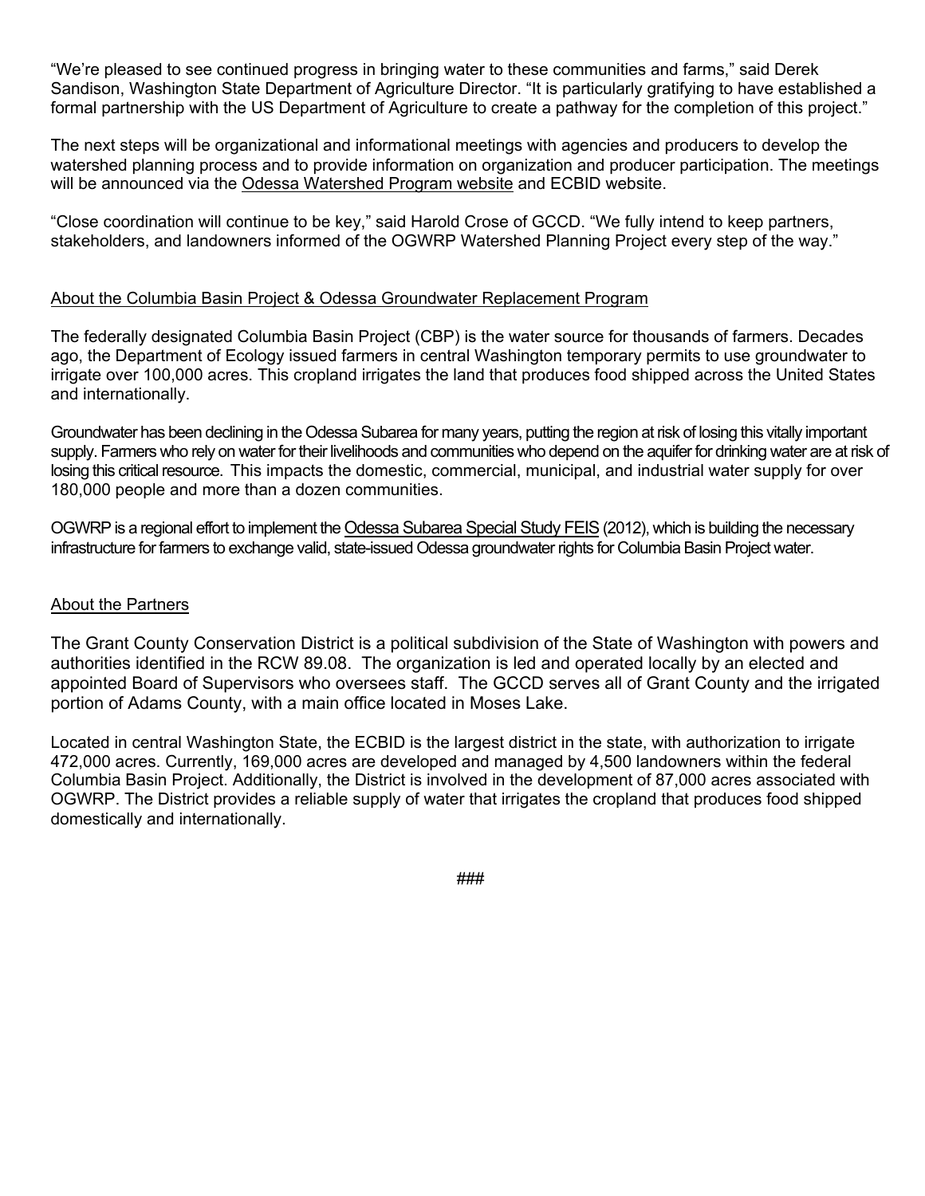"We're pleased to see continued progress in bringing water to these communities and farms," said Derek Sandison, Washington State Department of Agriculture Director. "It is particularly gratifying to have established a formal partnership with the US Department of Agriculture to create a pathway for the completion of this project."

The next steps will be organizational and informational meetings with agencies and producers to develop the watershed planning process and to provide information on organization and producer participation. The meetings will be announced via the Odessa Watershed Program website and ECBID website.

"Close coordination will continue to be key," said Harold Crose of GCCD. "We fully intend to keep partners, stakeholders, and landowners informed of the OGWRP Watershed Planning Project every step of the way."

## About the Columbia Basin Project & Odessa Groundwater Replacement Program

The federally designated Columbia Basin Project (CBP) is the water source for thousands of farmers. Decades ago, the Department of Ecology issued farmers in central Washington temporary permits to use groundwater to irrigate over 100,000 acres. This cropland irrigates the land that produces food shipped across the United States and internationally.

Groundwater has been declining in the Odessa Subarea for many years, putting the region at risk of losing this vitally important supply. Farmers who rely on water for their livelihoods and communities who depend on the aquifer for drinking water are at risk of losing this critical resource. This impacts the domestic, commercial, municipal, and industrial water supply for over 180,000 people and more than a dozen communities.

OGWRP is a regional effort to implement the Odessa Subarea Special Study FEIS (2012), which is building the necessary infrastructure for farmers to exchange valid, state-issued Odessa groundwater rights for Columbia Basin Project water.

## About the Partners

The Grant County Conservation District is a political subdivision of the State of Washington with powers and authorities identified in the RCW 89.08. The organization is led and operated locally by an elected and appointed Board of Supervisors who oversees staff. The GCCD serves all of Grant County and the irrigated portion of Adams County, with a main office located in Moses Lake.

Located in central Washington State, the ECBID is the largest district in the state, with authorization to irrigate 472,000 acres. Currently, 169,000 acres are developed and managed by 4,500 landowners within the federal Columbia Basin Project. Additionally, the District is involved in the development of 87,000 acres associated with OGWRP. The District provides a reliable supply of water that irrigates the cropland that produces food shipped domestically and internationally.

###